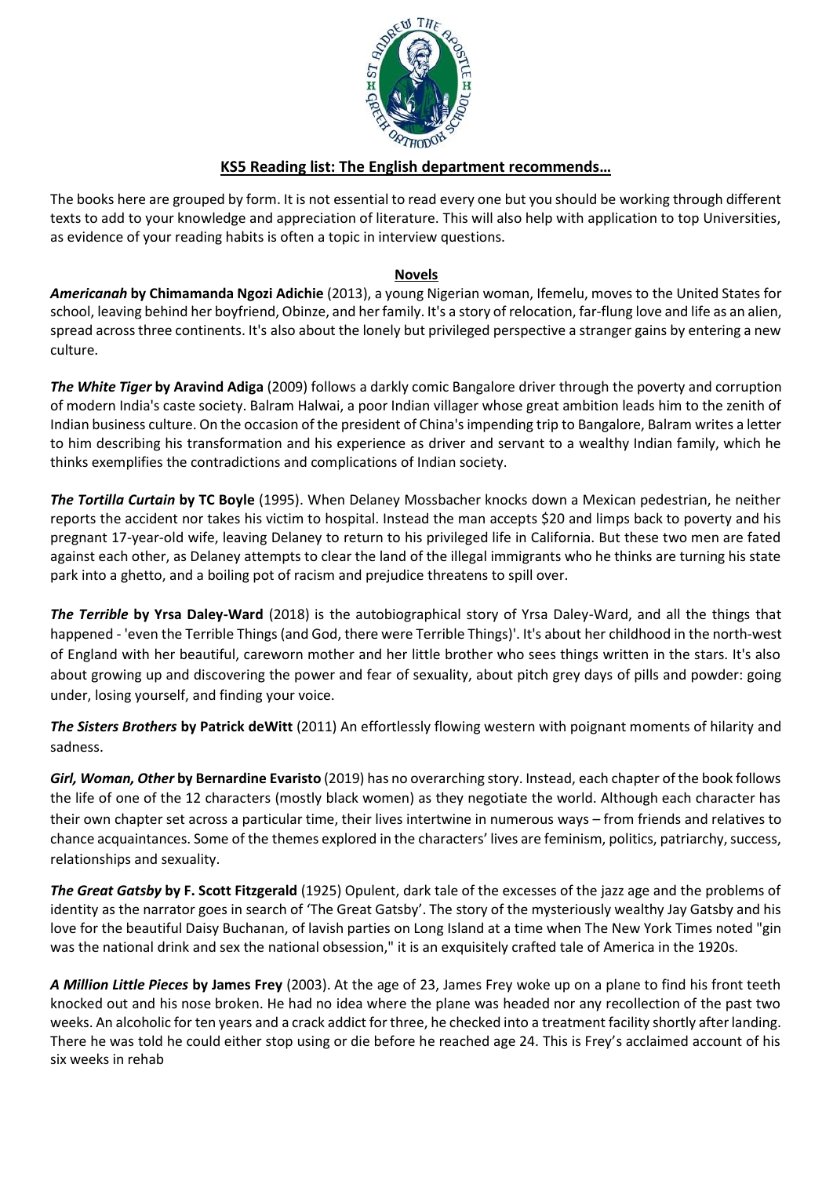## KS5 Reading list: The English department recommends…

The books here are grouped by form. It is not essential to read every one but you should be working through different texts to add to your knowledge and appreciation of literature. This will also help with application to top Universities, as evidence of your reading habits is often a topic in interview questions.

### Novels

***Americanah* by Chimamanda Ngozi Adichie** (2013), a young Nigerian woman, Ifemelu, moves to the United States for school, leaving behind her boyfriend, Obinze, and her family. It's a story of relocation, far-flung love and life as an alien, spread across three continents. It's also about the lonely but privileged perspective a stranger gains by entering a new culture.

***The White Tiger* by Aravind Adiga** (2009) follows a darkly comic Bangalore driver through the poverty and corruption of modern India's caste society. Balram Halwai, a poor Indian villager whose great ambition leads him to the zenith of Indian business culture. On the occasion of the president of China's impending trip to Bangalore, Balram writes a letter to him describing his transformation and his experience as driver and servant to a wealthy Indian family, which he thinks exemplifies the contradictions and complications of Indian society.

***The Tortilla Curtain* by TC Boyle** (1995). When Delaney Mossbacher knocks down a Mexican pedestrian, he neither reports the accident nor takes his victim to hospital. Instead the man accepts $20 and limps back to poverty and his pregnant 17-year-old wife, leaving Delaney to return to his privileged life in California. But these two men are fated against each other, as Delaney attempts to clear the land of the illegal immigrants who he thinks are turning his state park into a ghetto, and a boiling pot of racism and prejudice threatens to spill over.

***The Terrible* by Yrsa Daley-Ward** (2018) is the autobiographical story of Yrsa Daley-Ward, and all the things that happened - 'even the Terrible Things (and God, there were Terrible Things)'. It's about her childhood in the north-west of England with her beautiful, careworn mother and her little brother who sees things written in the stars. It's also about growing up and discovering the power and fear of sexuality, about pitch grey days of pills and powder: going under, losing yourself, and finding your voice.

***The Sisters Brothers* by Patrick deWitt** (2011) An effortlessly flowing western with poignant moments of hilarity and sadness.

***Girl, Woman, Other* by Bernardine Evaristo** (2019) has no overarching story. Instead, each chapter of the book follows the life of one of the 12 characters (mostly black women) as they negotiate the world. Although each character has their own chapter set across a particular time, their lives intertwine in numerous ways – from friends and relatives to chance acquaintances. Some of the themes explored in the characters' lives are feminism, politics, patriarchy, success, relationships and sexuality.

***The Great Gatsby* by F. Scott Fitzgerald** (1925) Opulent, dark tale of the excesses of the jazz age and the problems of identity as the narrator goes in search of 'The Great Gatsby'. The story of the mysteriously wealthy Jay Gatsby and his love for the beautiful Daisy Buchanan, of lavish parties on Long Island at a time when The New York Times noted "gin was the national drink and sex the national obsession," it is an exquisitely crafted tale of America in the 1920s.

***A Million Little Pieces* by James Frey** (2003). At the age of 23, James Frey woke up on a plane to find his front teeth knocked out and his nose broken. He had no idea where the plane was headed nor any recollection of the past two weeks. An alcoholic for ten years and a crack addict for three, he checked into a treatment facility shortly after landing. There he was told he could either stop using or die before he reached age 24. This is Frey's acclaimed account of his six weeks in rehab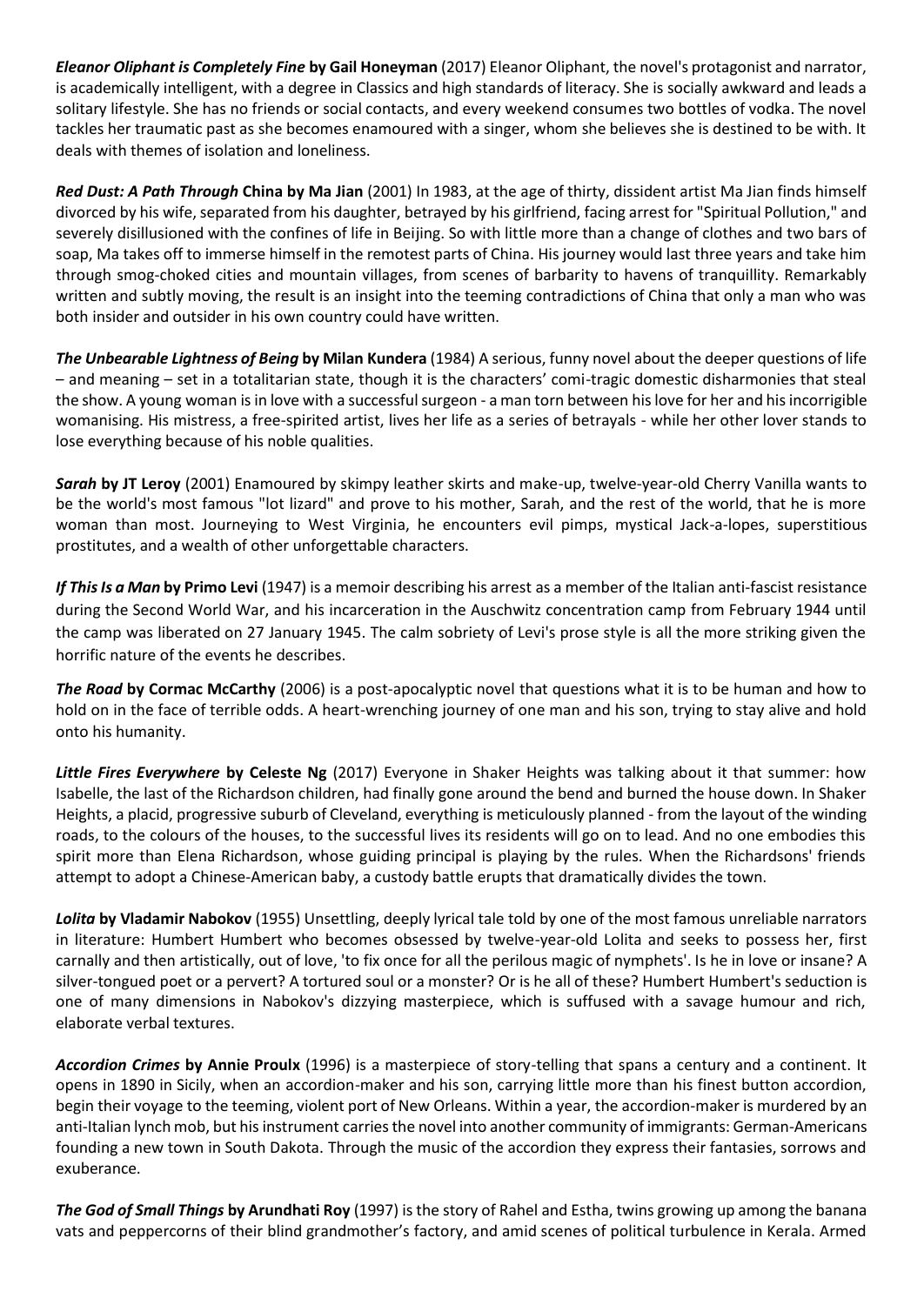***Eleanor Oliphant is Completely Fine* by Gail Honeyman** (2017) Eleanor Oliphant, the novel's protagonist and narrator, is academically intelligent, with a degree in Classics and high standards of literacy. She is socially awkward and leads a solitary lifestyle. She has no friends or social contacts, and every weekend consumes two bottles of vodka. The novel tackles her traumatic past as she becomes enamoured with a singer, whom she believes she is destined to be with. It deals with themes of isolation and loneliness.

***Red Dust: A Path Through* China by Ma Jian** (2001) In 1983, at the age of thirty, dissident artist Ma Jian finds himself divorced by his wife, separated from his daughter, betrayed by his girlfriend, facing arrest for "Spiritual Pollution," and severely disillusioned with the confines of life in Beijing. So with little more than a change of clothes and two bars of soap, Ma takes off to immerse himself in the remotest parts of China. His journey would last three years and take him through smog-choked cities and mountain villages, from scenes of barbarity to havens of tranquillity. Remarkably written and subtly moving, the result is an insight into the teeming contradictions of China that only a man who was both insider and outsider in his own country could have written.

***The Unbearable Lightness of Being* by Milan Kundera** (1984) A serious, funny novel about the deeper questions of life – and meaning – set in a totalitarian state, though it is the characters' comi-tragic domestic disharmonies that steal the show. A young woman is in love with a successful surgeon - a man torn between his love for her and his incorrigible womanising. His mistress, a free-spirited artist, lives her life as a series of betrayals - while her other lover stands to lose everything because of his noble qualities.

***Sarah* by JT Leroy** (2001) Enamoured by skimpy leather skirts and make-up, twelve-year-old Cherry Vanilla wants to be the world's most famous "lot lizard" and prove to his mother, Sarah, and the rest of the world, that he is more woman than most. Journeying to West Virginia, he encounters evil pimps, mystical Jack-a-lopes, superstitious prostitutes, and a wealth of other unforgettable characters.

***If This Is a Man* by Primo Levi** (1947) is a memoir describing his arrest as a member of the Italian anti-fascist resistance during the Second World War, and his incarceration in the Auschwitz concentration camp from February 1944 until the camp was liberated on 27 January 1945. The calm sobriety of Levi's prose style is all the more striking given the horrific nature of the events he describes.

***The Road* by Cormac McCarthy** (2006) is a post-apocalyptic novel that questions what it is to be human and how to hold on in the face of terrible odds. A heart-wrenching journey of one man and his son, trying to stay alive and hold onto his humanity.

***Little Fires Everywhere* by Celeste Ng** (2017) Everyone in Shaker Heights was talking about it that summer: how Isabelle, the last of the Richardson children, had finally gone around the bend and burned the house down. In Shaker Heights, a placid, progressive suburb of Cleveland, everything is meticulously planned - from the layout of the winding roads, to the colours of the houses, to the successful lives its residents will go on to lead. And no one embodies this spirit more than Elena Richardson, whose guiding principal is playing by the rules. When the Richardsons' friends attempt to adopt a Chinese-American baby, a custody battle erupts that dramatically divides the town.

***Lolita* by Vladamir Nabokov** (1955) Unsettling, deeply lyrical tale told by one of the most famous unreliable narrators in literature: Humbert Humbert who becomes obsessed by twelve-year-old Lolita and seeks to possess her, first carnally and then artistically, out of love, 'to fix once for all the perilous magic of nymphets'. Is he in love or insane? A silver-tongued poet or a pervert? A tortured soul or a monster? Or is he all of these? Humbert Humbert's seduction is one of many dimensions in Nabokov's dizzying masterpiece, which is suffused with a savage humour and rich, elaborate verbal textures.

***Accordion Crimes* by Annie Proulx** (1996) is a masterpiece of story-telling that spans a century and a continent. It opens in 1890 in Sicily, when an accordion-maker and his son, carrying little more than his finest button accordion, begin their voyage to the teeming, violent port of New Orleans. Within a year, the accordion-maker is murdered by an anti-Italian lynch mob, but his instrument carries the novel into another community of immigrants: German-Americans founding a new town in South Dakota. Through the music of the accordion they express their fantasies, sorrows and exuberance.

***The God of Small Things* by Arundhati Roy** (1997) is the story of Rahel and Estha, twins growing up among the banana vats and peppercorns of their blind grandmother's factory, and amid scenes of political turbulence in Kerala. Armed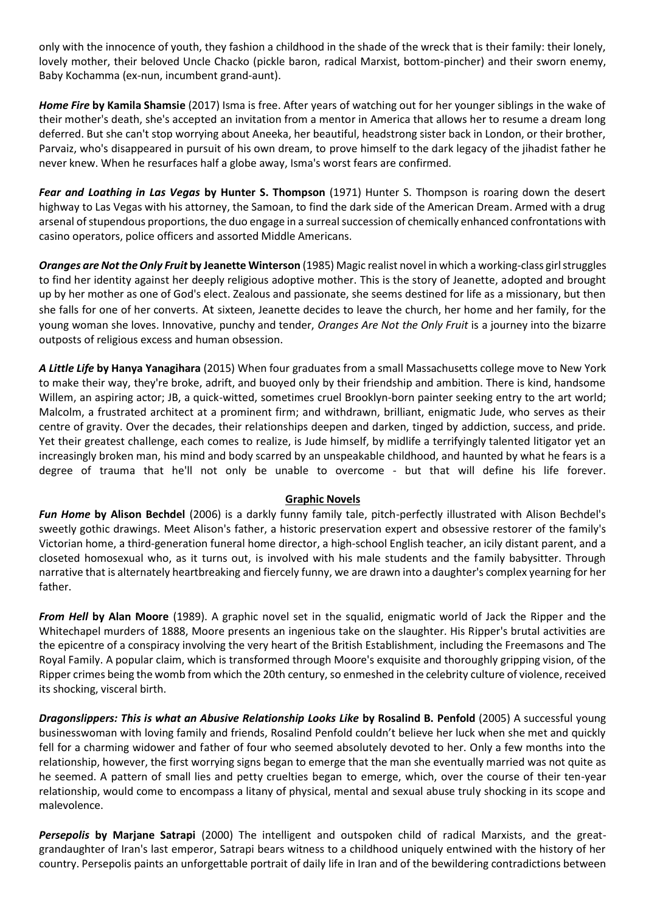only with the innocence of youth, they fashion a childhood in the shade of the wreck that is their family: their lonely, lovely mother, their beloved Uncle Chacko (pickle baron, radical Marxist, bottom-pincher) and their sworn enemy, Baby Kochamma (ex-nun, incumbent grand-aunt).

***Home Fire* by Kamila Shamsie** (2017) Isma is free. After years of watching out for her younger siblings in the wake of their mother's death, she's accepted an invitation from a mentor in America that allows her to resume a dream long deferred. But she can't stop worrying about Aneeka, her beautiful, headstrong sister back in London, or their brother, Parvaiz, who's disappeared in pursuit of his own dream, to prove himself to the dark legacy of the jihadist father he never knew. When he resurfaces half a globe away, Isma's worst fears are confirmed.

***Fear and Loathing in Las Vegas* by Hunter S. Thompson** (1971) Hunter S. Thompson is roaring down the desert highway to Las Vegas with his attorney, the Samoan, to find the dark side of the American Dream. Armed with a drug arsenal of stupendous proportions, the duo engage in a surreal succession of chemically enhanced confrontations with casino operators, police officers and assorted Middle Americans.

***Oranges are Not the Only Fruit* by Jeanette Winterson** (1985) Magic realist novel in which a working-class girl struggles to find her identity against her deeply religious adoptive mother. This is the story of Jeanette, adopted and brought up by her mother as one of God's elect. Zealous and passionate, she seems destined for life as a missionary, but then she falls for one of her converts. At sixteen, Jeanette decides to leave the church, her home and her family, for the young woman she loves. Innovative, punchy and tender, *Oranges Are Not the Only Fruit* is a journey into the bizarre outposts of religious excess and human obsession.

***A Little Life* by Hanya Yanagihara** (2015) When four graduates from a small Massachusetts college move to New York to make their way, they're broke, adrift, and buoyed only by their friendship and ambition. There is kind, handsome Willem, an aspiring actor; JB, a quick-witted, sometimes cruel Brooklyn-born painter seeking entry to the art world; Malcolm, a frustrated architect at a prominent firm; and withdrawn, brilliant, enigmatic Jude, who serves as their centre of gravity. Over the decades, their relationships deepen and darken, tinged by addiction, success, and pride. Yet their greatest challenge, each comes to realize, is Jude himself, by midlife a terrifyingly talented litigator yet an increasingly broken man, his mind and body scarred by an unspeakable childhood, and haunted by what he fears is a degree of trauma that he'll not only be unable to overcome - but that will define his life forever.

## Graphic Novels

***Fun Home* by Alison Bechdel** (2006) is a darkly funny family tale, pitch-perfectly illustrated with Alison Bechdel's sweetly gothic drawings. Meet Alison's father, a historic preservation expert and obsessive restorer of the family's Victorian home, a third-generation funeral home director, a high-school English teacher, an icily distant parent, and a closeted homosexual who, as it turns out, is involved with his male students and the family babysitter. Through narrative that is alternately heartbreaking and fiercely funny, we are drawn into a daughter's complex yearning for her father.

***From Hell* by Alan Moore** (1989). A graphic novel set in the squalid, enigmatic world of Jack the Ripper and the Whitechapel murders of 1888, Moore presents an ingenious take on the slaughter. His Ripper's brutal activities are the epicentre of a conspiracy involving the very heart of the British Establishment, including the Freemasons and The Royal Family. A popular claim, which is transformed through Moore's exquisite and thoroughly gripping vision, of the Ripper crimes being the womb from which the 20th century, so enmeshed in the celebrity culture of violence, received its shocking, visceral birth.

***Dragonslippers: This is what an Abusive Relationship Looks Like* by Rosalind B. Penfold** (2005) A successful young businesswoman with loving family and friends, Rosalind Penfold couldn't believe her luck when she met and quickly fell for a charming widower and father of four who seemed absolutely devoted to her. Only a few months into the relationship, however, the first worrying signs began to emerge that the man she eventually married was not quite as he seemed. A pattern of small lies and petty cruelties began to emerge, which, over the course of their ten-year relationship, would come to encompass a litany of physical, mental and sexual abuse truly shocking in its scope and malevolence.

***Persepolis* by Marjane Satrapi** (2000) The intelligent and outspoken child of radical Marxists, and the great-grandaughter of Iran's last emperor, Satrapi bears witness to a childhood uniquely entwined with the history of her country. Persepolis paints an unforgettable portrait of daily life in Iran and of the bewildering contradictions between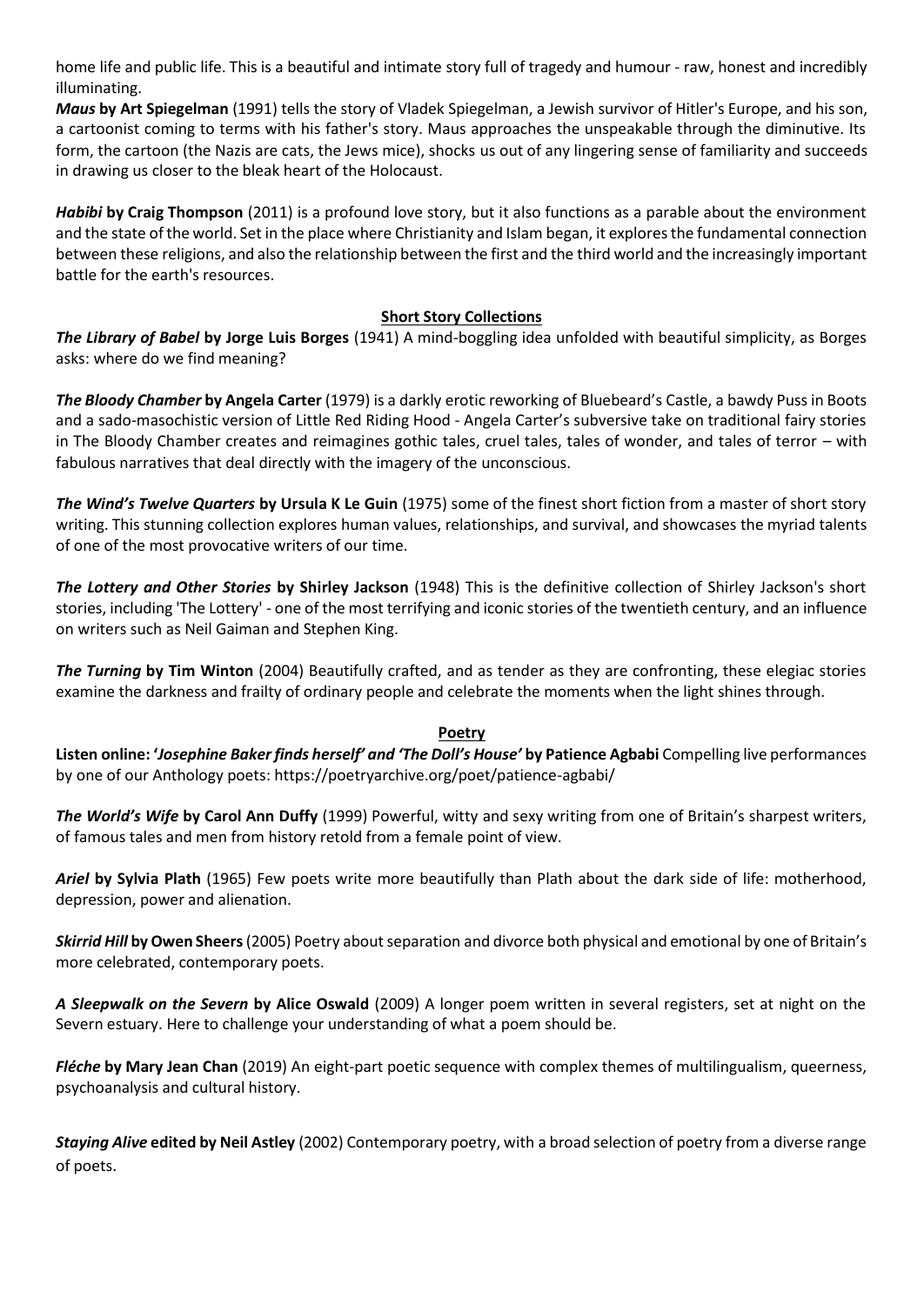home life and public life. This is a beautiful and intimate story full of tragedy and humour - raw, honest and incredibly illuminating.

***Maus* by Art Spiegelman** (1991) tells the story of Vladek Spiegelman, a Jewish survivor of Hitler's Europe, and his son, a cartoonist coming to terms with his father's story. Maus approaches the unspeakable through the diminutive. Its form, the cartoon (the Nazis are cats, the Jews mice), shocks us out of any lingering sense of familiarity and succeeds in drawing us closer to the bleak heart of the Holocaust.

***Habibi* by Craig Thompson** (2011) is a profound love story, but it also functions as a parable about the environment and the state of the world. Set in the place where Christianity and Islam began, it explores the fundamental connection between these religions, and also the relationship between the first and the third world and the increasingly important battle for the earth's resources.

## Short Story Collections

***The Library of Babel* by Jorge Luis Borges** (1941) A mind-boggling idea unfolded with beautiful simplicity, as Borges asks: where do we find meaning?

***The Bloody Chamber* by Angela Carter** (1979) is a darkly erotic reworking of Bluebeard's Castle, a bawdy Puss in Boots and a sado-masochistic version of Little Red Riding Hood - Angela Carter's subversive take on traditional fairy stories in The Bloody Chamber creates and reimagines gothic tales, cruel tales, tales of wonder, and tales of terror – with fabulous narratives that deal directly with the imagery of the unconscious.

***The Wind's Twelve Quarters* by Ursula K Le Guin** (1975) some of the finest short fiction from a master of short story writing. This stunning collection explores human values, relationships, and survival, and showcases the myriad talents of one of the most provocative writers of our time.

***The Lottery and Other Stories* by Shirley Jackson** (1948) This is the definitive collection of Shirley Jackson's short stories, including 'The Lottery' - one of the most terrifying and iconic stories of the twentieth century, and an influence on writers such as Neil Gaiman and Stephen King.

***The Turning* by Tim Winton** (2004) Beautifully crafted, and as tender as they are confronting, these elegiac stories examine the darkness and frailty of ordinary people and celebrate the moments when the light shines through.

## Poetry

**Listen online: '*Josephine Baker finds herself' and 'The Doll's House'* by Patience Agbabi** Compelling live performances by one of our Anthology poets: https://poetryarchive.org/poet/patience-agbabi/

***The World's Wife* by Carol Ann Duffy** (1999) Powerful, witty and sexy writing from one of Britain's sharpest writers, of famous tales and men from history retold from a female point of view.

***Ariel* by Sylvia Plath** (1965) Few poets write more beautifully than Plath about the dark side of life: motherhood, depression, power and alienation.

***Skirrid Hill* by Owen Sheers** (2005) Poetry about separation and divorce both physical and emotional by one of Britain's more celebrated, contemporary poets.

***A Sleepwalk on the Severn* by Alice Oswald** (2009) A longer poem written in several registers, set at night on the Severn estuary. Here to challenge your understanding of what a poem should be.

***Fléche* by Mary Jean Chan** (2019) An eight-part poetic sequence with complex themes of multilingualism, queerness, psychoanalysis and cultural history.

***Staying Alive* edited by Neil Astley** (2002) Contemporary poetry, with a broad selection of poetry from a diverse range of poets.